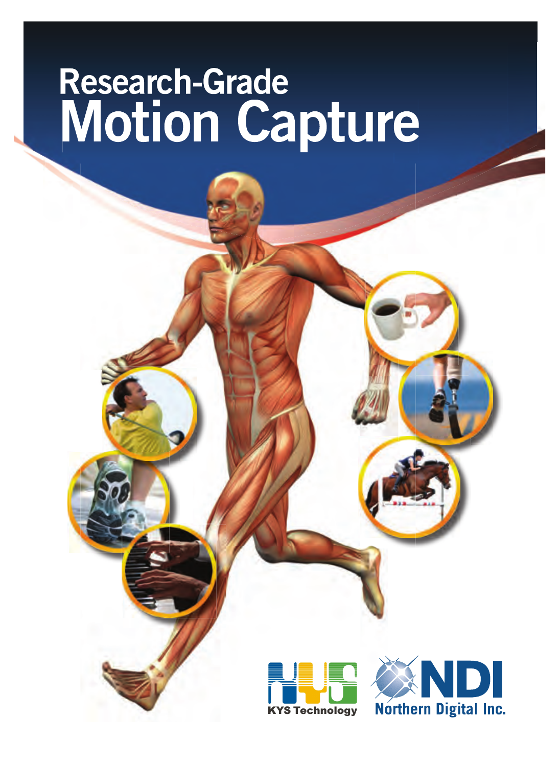# Research-Grade Motion Capture

KYS Technology

NDI Northern Digital Inc.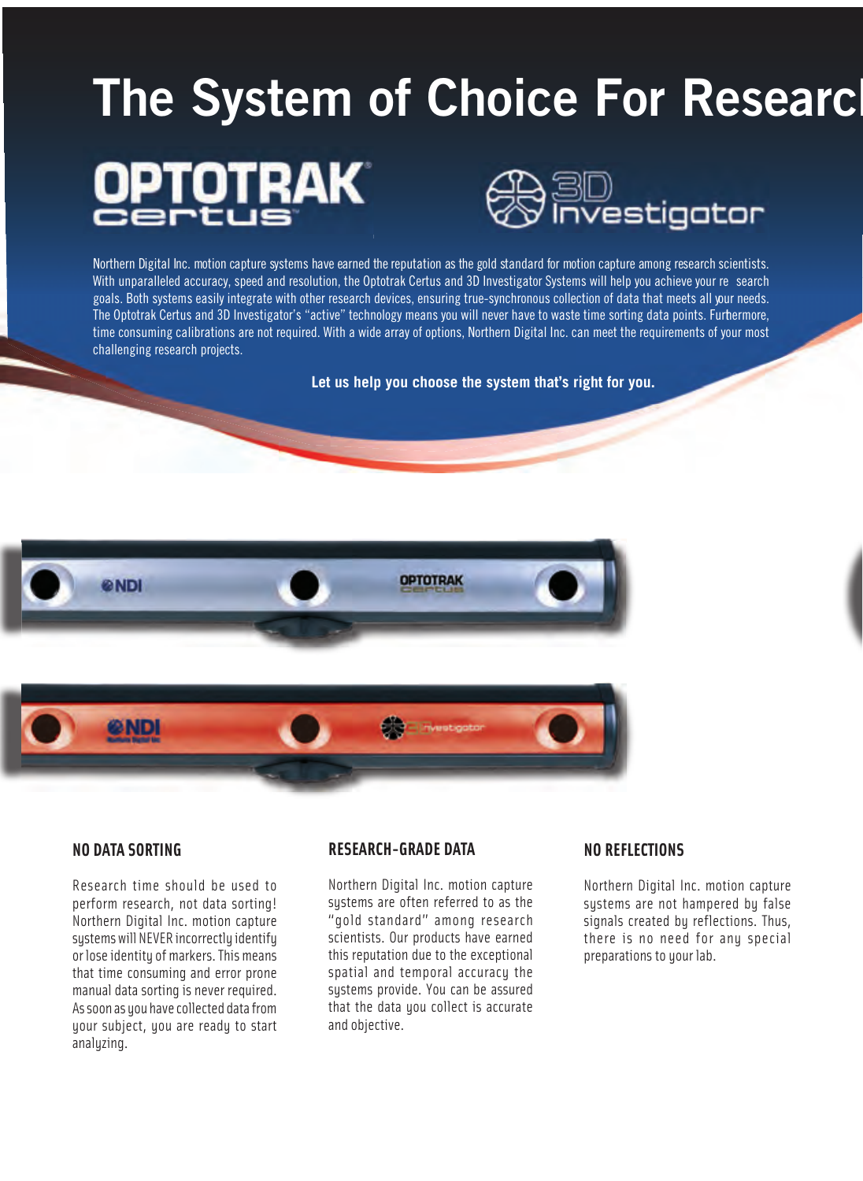# The System of Choice For Research

OPTOTRAK certus

3D Investigator

Northern Digital Inc. motion capture systems have earned the reputation as the gold standard for motion capture among research scientists. With unparalleled accuracy, speed and resolution, the Optotrak Certus and 3D Investigator Systems will help you achieve your re search goals. Both systems easily integrate with other research devices, ensuring true-synchronous collection of data that meets all your needs. The Optotrak Certus and 3D Investigator's "active" technology means you will never have to waste time sorting data points. Furthermore, time consuming calibrations are not required. With a wide array of options, Northern Digital Inc. can meet the requirements of your most challenging research projects.

**Let us help you choose the system that's right for you.**

### NO DATA SORTING

Research time should be used to perform research, not data sorting! Northern Digital Inc. motion capture systems will NEVER incorrectly identify or lose identity of markers. This means that time consuming and error prone manual data sorting is never required. As soon as you have collected data from your subject, you are ready to start analyzing.

### RESEARCH-GRADE DATA

Northern Digital Inc. motion capture systems are often referred to as the "gold standard" among research scientists. Our products have earned this reputation due to the exceptional spatial and temporal accuracy the systems provide. You can be assured that the data you collect is accurate and objective.

### NO REFLECTIONS

Northern Digital Inc. motion capture systems are not hampered by false signals created by reflections. Thus, there is no need for any special preparations to your lab.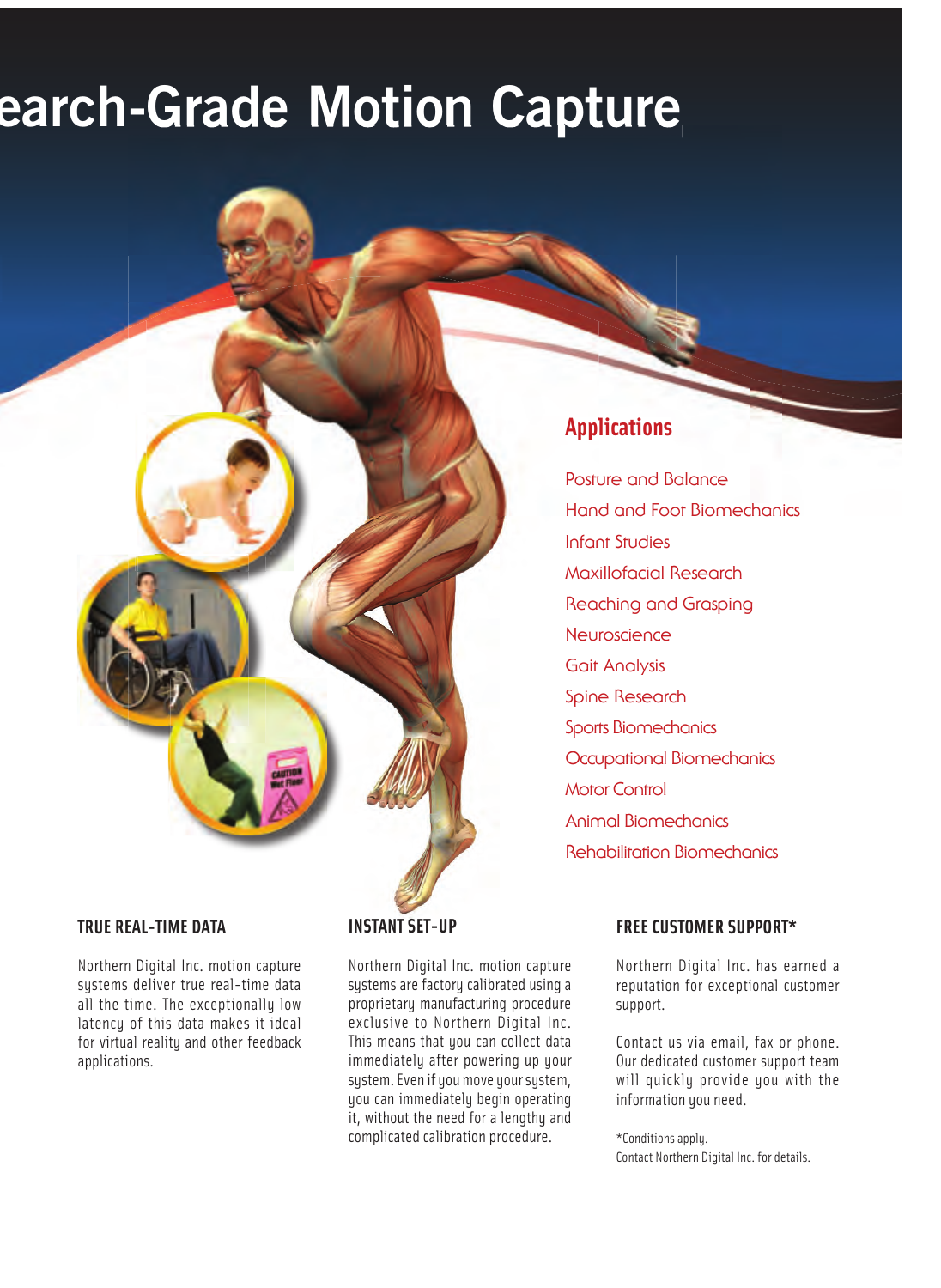# earch-Grade Motion Capture

## Applications

- Posture and Balance
- Hand and Foot Biomechanics
- Infant Studies
- Maxillofacial Research
- Reaching and Grasping
- Neuroscience
- Gait Analysis
- Spine Research
- Sports Biomechanics
- Occupational Biomechanics
- Motor Control
- Animal Biomechanics
- Rehabilitation Biomechanics

### TRUE REAL-TIME DATA

Northern Digital Inc. motion capture systems deliver true real-time data all the time. The exceptionally low latency of this data makes it ideal for virtual reality and other feedback applications.

### INSTANT SET-UP

Northern Digital Inc. motion capture systems are factory calibrated using a proprietary manufacturing procedure exclusive to Northern Digital Inc. This means that you can collect data immediately after powering up your system. Even if you move your system, you can immediately begin operating it, without the need for a lengthy and complicated calibration procedure.

### FREE CUSTOMER SUPPORT*

Northern Digital Inc. has earned a reputation for exceptional customer support.

Contact us via email, fax or phone. Our dedicated customer support team will quickly provide you with the information you need.

*Conditions apply.
Contact Northern Digital Inc. for details.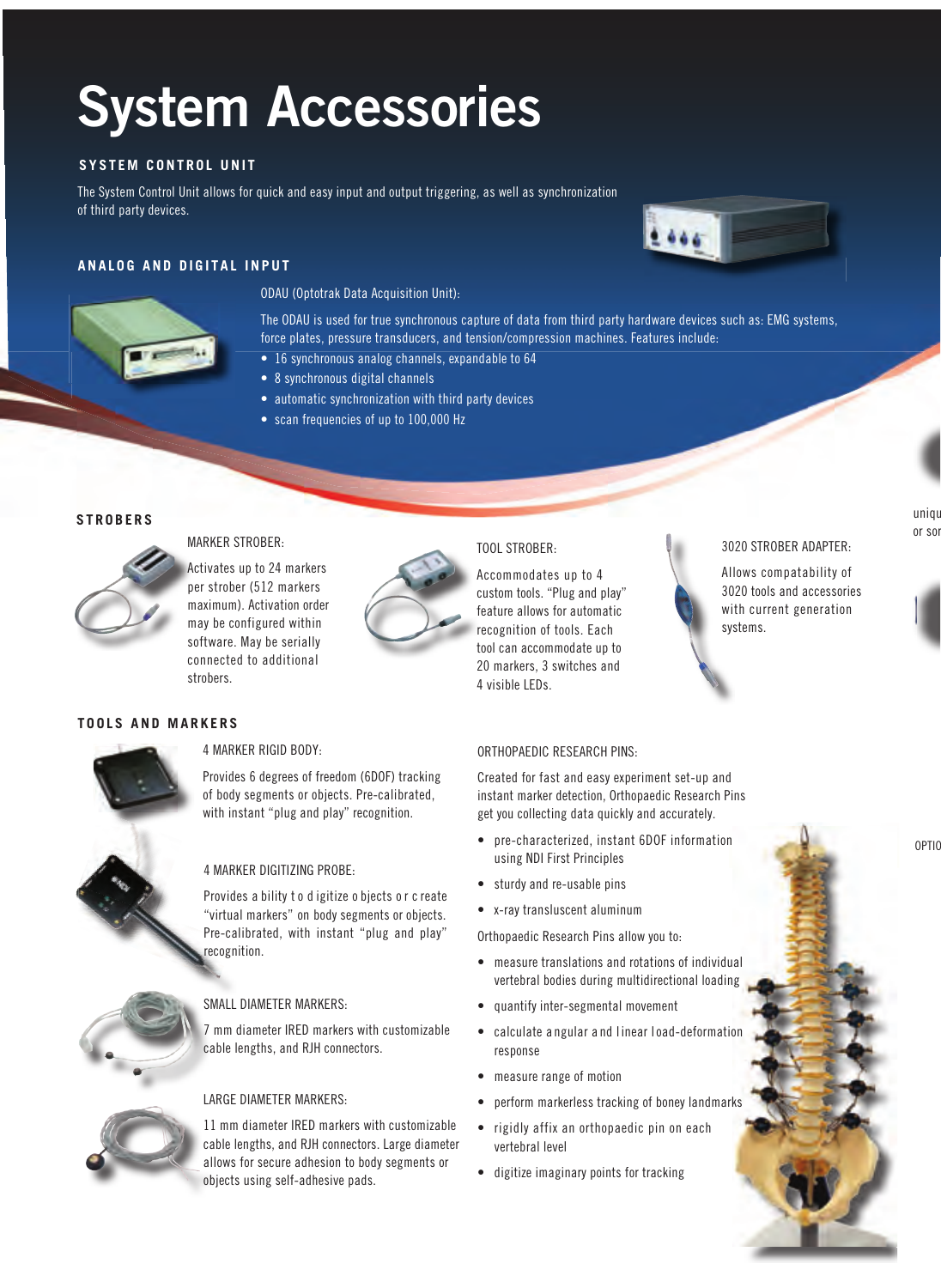# System Accessories

## SYSTEM CONTROL UNIT

The System Control Unit allows for quick and easy input and output triggering, as well as synchronization of third party devices.

## ANALOG AND DIGITAL INPUT

ODAU (Optotrak Data Acquisition Unit):

The ODAU is used for true synchronous capture of data from third party hardware devices such as: EMG systems, force plates, pressure transducers, and tension/compression machines. Features include:

- 16 synchronous analog channels, expandable to 64
- 8 synchronous digital channels
- automatic synchronization with third party devices
- scan frequencies of up to 100,000 Hz

## STROBERS

MARKER STROBER:

Activates up to 24 markers per strober (512 markers maximum). Activation order may be configured within software. May be serially connected to additional strobers.

TOOL STROBER:

Accommodates up to 4 custom tools. "Plug and play" feature allows for automatic recognition of tools. Each tool can accommodate up to 20 markers, 3 switches and 4 visible LEDs.

3020 STROBER ADAPTER:

Allows compatability of 3020 tools and accessories with current generation systems.

## TOOLS AND MARKERS

4 MARKER RIGID BODY:

Provides 6 degrees of freedom (6DOF) tracking of body segments or objects. Pre-calibrated, with instant "plug and play" recognition.

4 MARKER DIGITIZING PROBE:

Provides ability to digitize objects or create "virtual markers" on body segments or objects. Pre-calibrated, with instant "plug and play" recognition.

SMALL DIAMETER MARKERS:

7 mm diameter IRED markers with customizable cable lengths, and RJH connectors.

LARGE DIAMETER MARKERS:

11 mm diameter IRED markers with customizable cable lengths, and RJH connectors. Large diameter allows for secure adhesion to body segments or objects using self-adhesive pads.

ORTHOPAEDIC RESEARCH PINS:

Created for fast and easy experiment set-up and instant marker detection, Orthopaedic Research Pins get you collecting data quickly and accurately.

- pre-characterized, instant 6DOF information using NDI First Principles
- sturdy and re-usable pins
- x-ray transluscent aluminum

Orthopaedic Research Pins allow you to:

- measure translations and rotations of individual vertebral bodies during multidirectional loading
- quantify inter-segmental movement
- calculate angular and linear load-deformation response
- measure range of motion
- perform markerless tracking of boney landmarks
- rigidly affix an orthopaedic pin on each vertebral level
- digitize imaginary points for tracking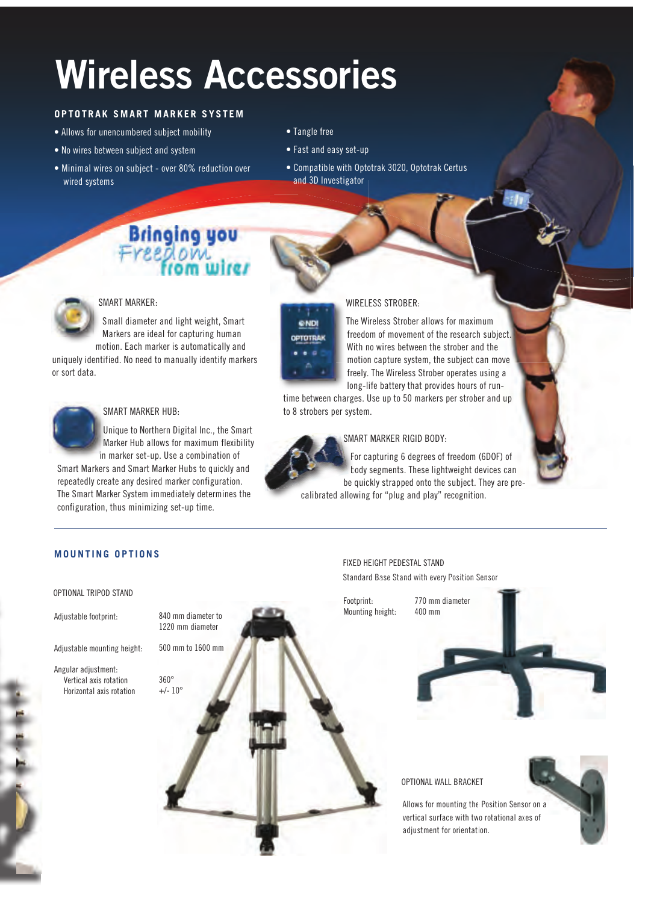# Wireless Accessories

## OPTOTRAK SMART MARKER SYSTEM

- Allows for unencumbered subject mobility
- No wires between subject and system
- Minimal wires on subject - over 80% reduction over wired systems
- Tangle free
- Fast and easy set-up
- Compatible with Optotrak 3020, Optotrak Certus and 3D Investigator

Bringing you Freedom from wires

### SMART MARKER:

Small diameter and light weight, Smart Markers are ideal for capturing human motion. Each marker is automatically and uniquely identified. No need to manually identify markers or sort data.

### SMART MARKER HUB:

Unique to Northern Digital Inc., the Smart Marker Hub allows for maximum flexibility in marker set-up. Use a combination of Smart Markers and Smart Marker Hubs to quickly and repeatedly create any desired marker configuration. The Smart Marker System immediately determines the configuration, thus minimizing set-up time.

### WIRELESS STROBER:

The Wireless Strober allows for maximum freedom of movement of the research subject. With no wires between the strober and the motion capture system, the subject can move freely. The Wireless Strober operates using a long-life battery that provides hours of run-time between charges. Use up to 50 markers per strober and up to 8 strobers per system.

### SMART MARKER RIGID BODY:

For capturing 6 degrees of freedom (6DOF) of body segments. These lightweight devices can be quickly strapped onto the subject. They are pre-calibrated allowing for "plug and play" recognition.

## MOUNTING OPTIONS

### OPTIONAL TRIPOD STAND

| | |
|---|---|
| Adjustable footprint: | 840 mm diameter to 1220 mm diameter |
| Adjustable mounting height: | 500 mm to 1600 mm |
| Angular adjustment: | |
| Vertical axis rotation | 360° |
| Horizontal axis rotation | +/- 10° |

### FIXED HEIGHT PEDESTAL STAND

Standard Base Stand with every Position Sensor

| | |
|---|---|
| Footprint: | 770 mm diameter |
| Mounting height: | 400 mm |

### OPTIONAL WALL BRACKET

Allows for mounting the Position Sensor on a vertical surface with two rotational axes of adjustment for orientation.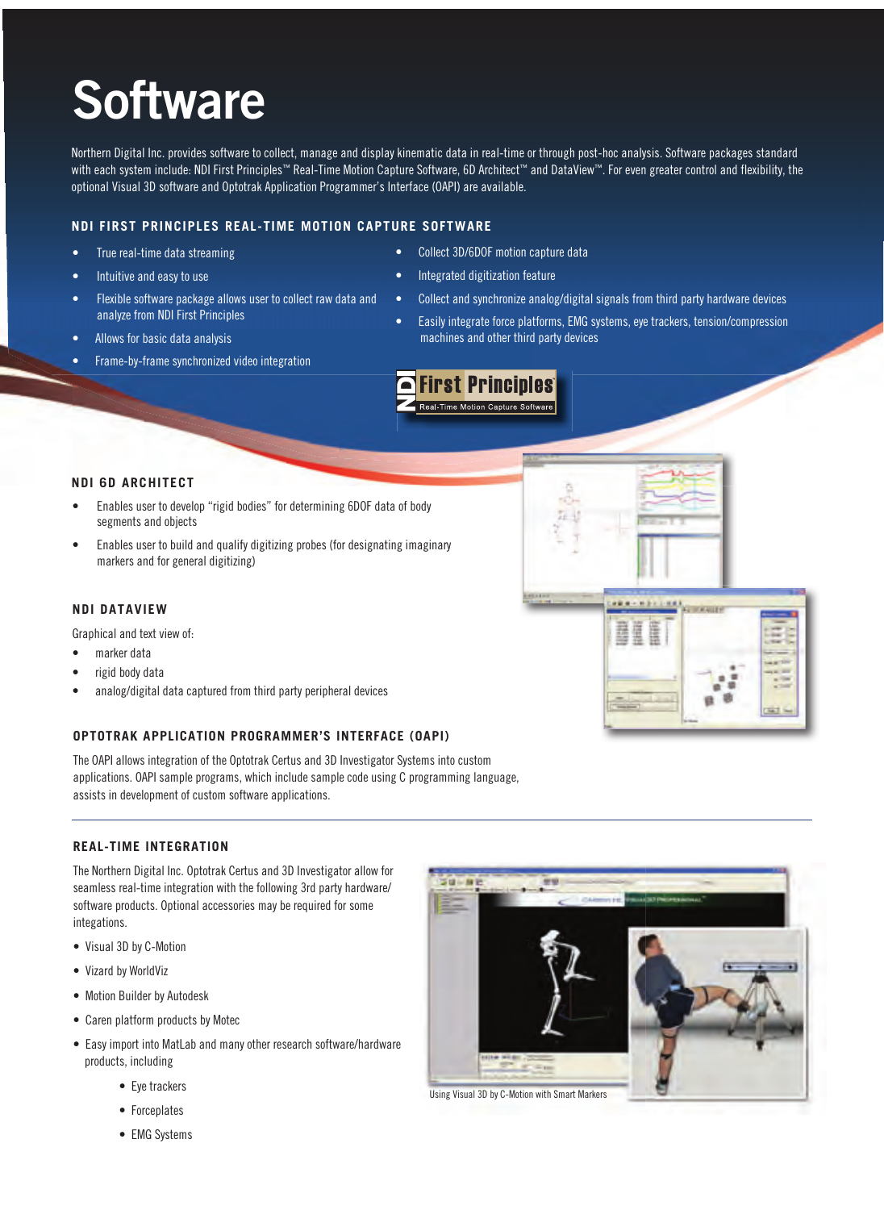# Software

Northern Digital Inc. provides software to collect, manage and display kinematic data in real-time or through post-hoc analysis. Software packages standard with each system include: NDI First Principles™ Real-Time Motion Capture Software, 6D Architect™ and DataView™. For even greater control and flexibility, the optional Visual 3D software and Optotrak Application Programmer's Interface (OAPI) are available.

### NDI FIRST PRINCIPLES REAL-TIME MOTION CAPTURE SOFTWARE

- True real-time data streaming
- Intuitive and easy to use
- Flexible software package allows user to collect raw data and analyze from NDI First Principles
- Allows for basic data analysis
- Frame-by-frame synchronized video integration
- Collect 3D/6DOF motion capture data
- Integrated digitization feature
- Collect and synchronize analog/digital signals from third party hardware devices
- Easily integrate force platforms, EMG systems, eye trackers, tension/compression machines and other third party devices

NDI First Principles
Real-Time Motion Capture Software

### NDI 6D ARCHITECT

- Enables user to develop "rigid bodies" for determining 6DOF data of body segments and objects
- Enables user to build and qualify digitizing probes (for designating imaginary markers and for general digitizing)

### NDI DATAVIEW

Graphical and text view of:

- marker data
- rigid body data
- analog/digital data captured from third party peripheral devices

### OPTOTRAK APPLICATION PROGRAMMER'S INTERFACE (OAPI)

The OAPI allows integration of the Optotrak Certus and 3D Investigator Systems into custom applications. OAPI sample programs, which include sample code using C programming language, assists in development of custom software applications.

---

### REAL-TIME INTEGRATION

The Northern Digital Inc. Optotrak Certus and 3D Investigator allow for seamless real-time integration with the following 3rd party hardware/software products. Optional accessories may be required for some integrations.

- Visual 3D by C-Motion
- Vizard by WorldViz
- Motion Builder by Autodesk
- Caren platform products by Motec
- Easy import into MatLab and many other research software/hardware products, including
  - Eye trackers
  - Forceplates
  - EMG Systems

Using Visual 3D by C-Motion with Smart Markers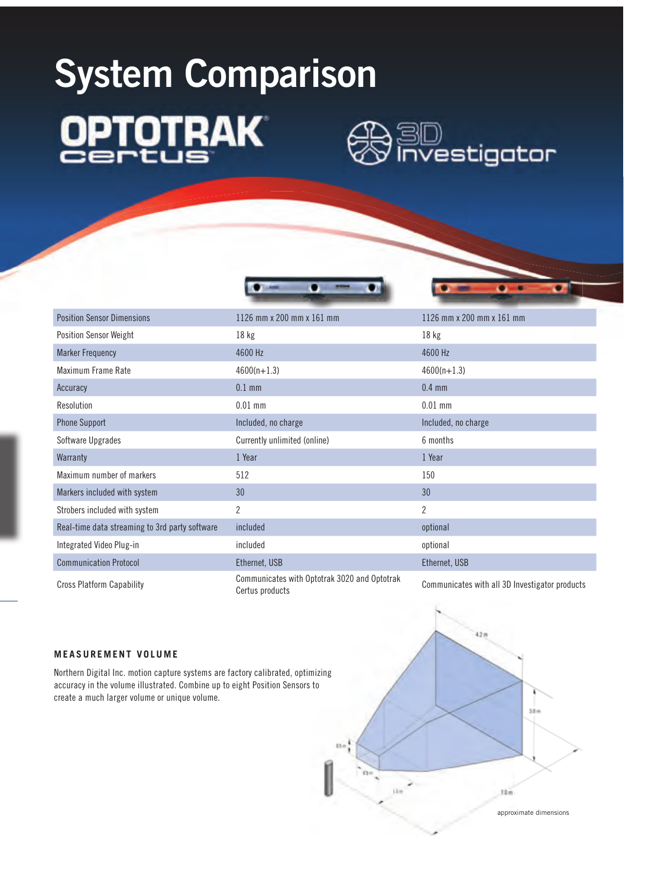# System Comparison

| | OPTOTRAK Certus | 3D Investigator |
|---|---|---|
| Position Sensor Dimensions | 1126 mm x 200 mm x 161 mm | 1126 mm x 200 mm x 161 mm |
| Position Sensor Weight | 18 kg | 18 kg |
| Marker Frequency | 4600 Hz | 4600 Hz |
| Maximum Frame Rate | 4600(n+1.3) | 4600(n+1.3) |
| Accuracy | 0.1 mm | 0.4 mm |
| Resolution | 0.01 mm | 0.01 mm |
| Phone Support | Included, no charge | Included, no charge |
| Software Upgrades | Currently unlimited (online) | 6 months |
| Warranty | 1 Year | 1 Year |
| Maximum number of markers | 512 | 150 |
| Markers included with system | 30 | 30 |
| Strobers included with system | 2 | 2 |
| Real-time data streaming to 3rd party software | included | optional |
| Integrated Video Plug-in | included | optional |
| Communication Protocol | Ethernet, USB | Ethernet, USB |
| Cross Platform Capability | Communicates with Optotrak 3020 and Optotrak Certus products | Communicates with all 3D Investigator products |

## MEASUREMENT VOLUME

Northern Digital Inc. motion capture systems are factory calibrated, optimizing accuracy in the volume illustrated. Combine up to eight Position Sensors to create a much larger volume or unique volume.

approximate dimensions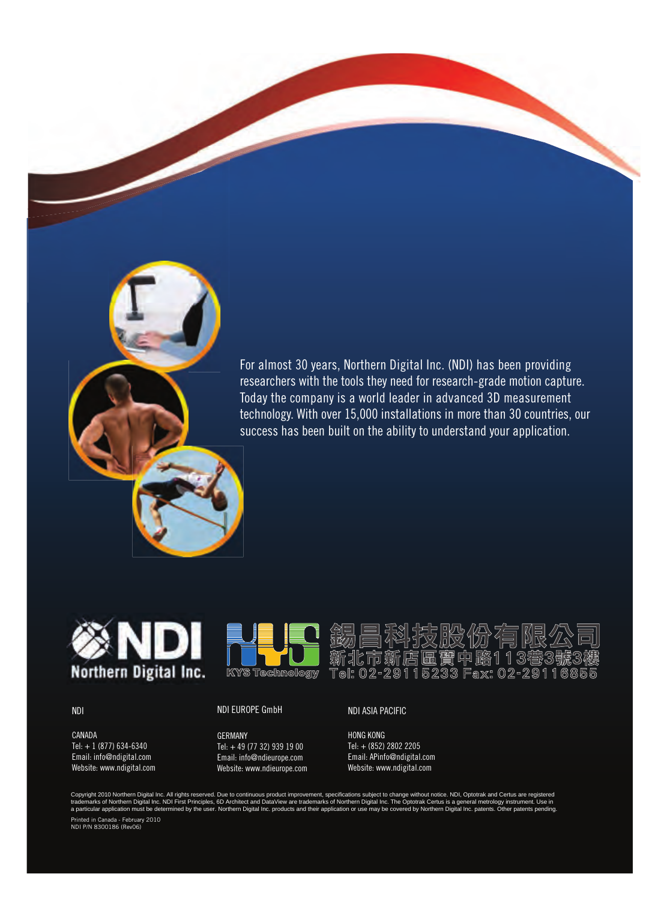For almost 30 years, Northern Digital Inc. (NDI) has been providing researchers with the tools they need for research-grade motion capture. Today the company is a world leader in advanced 3D measurement technology. With over 15,000 installations in more than 30 countries, our success has been built on the ability to understand your application.

NDI
Northern Digital Inc.

KYS Technology

錫昌科技股份有限公司
新北市新店區寶中路113巷3號3樓
Tel: 02-29115233 Fax: 02-29116855

NDI

CANADA
Tel: + 1 (877) 634-6340
Email: info@ndigital.com
Website: www.ndigital.com

NDI EUROPE GmbH

GERMANY
Tel: + 49 (77 32) 939 19 00
Email: info@ndieurope.com
Website: www.ndieurope.com

NDI ASIA PACIFIC

HONG KONG
Tel: + (852) 2802 2205
Email: APinfo@ndigital.com
Website: www.ndigital.com

Copyright 2010 Northern Digital Inc. All rights reserved. Due to continuous product improvement, specifications subject to change without notice. NDI, Optotrak and Certus are registered trademarks of Northern Digital Inc. NDI First Principles, 6D Architect and DataView are trademarks of Northern Digital Inc. The Optotrak Certus is a general metrology instrument. Use in a particular application must be determined by the user. Northern Digital Inc. products and their application or use may be covered by Northern Digital Inc. patents. Other patents pending.

Printed in Canada - February 2010
NDI P/N 8300186 (Rev06)